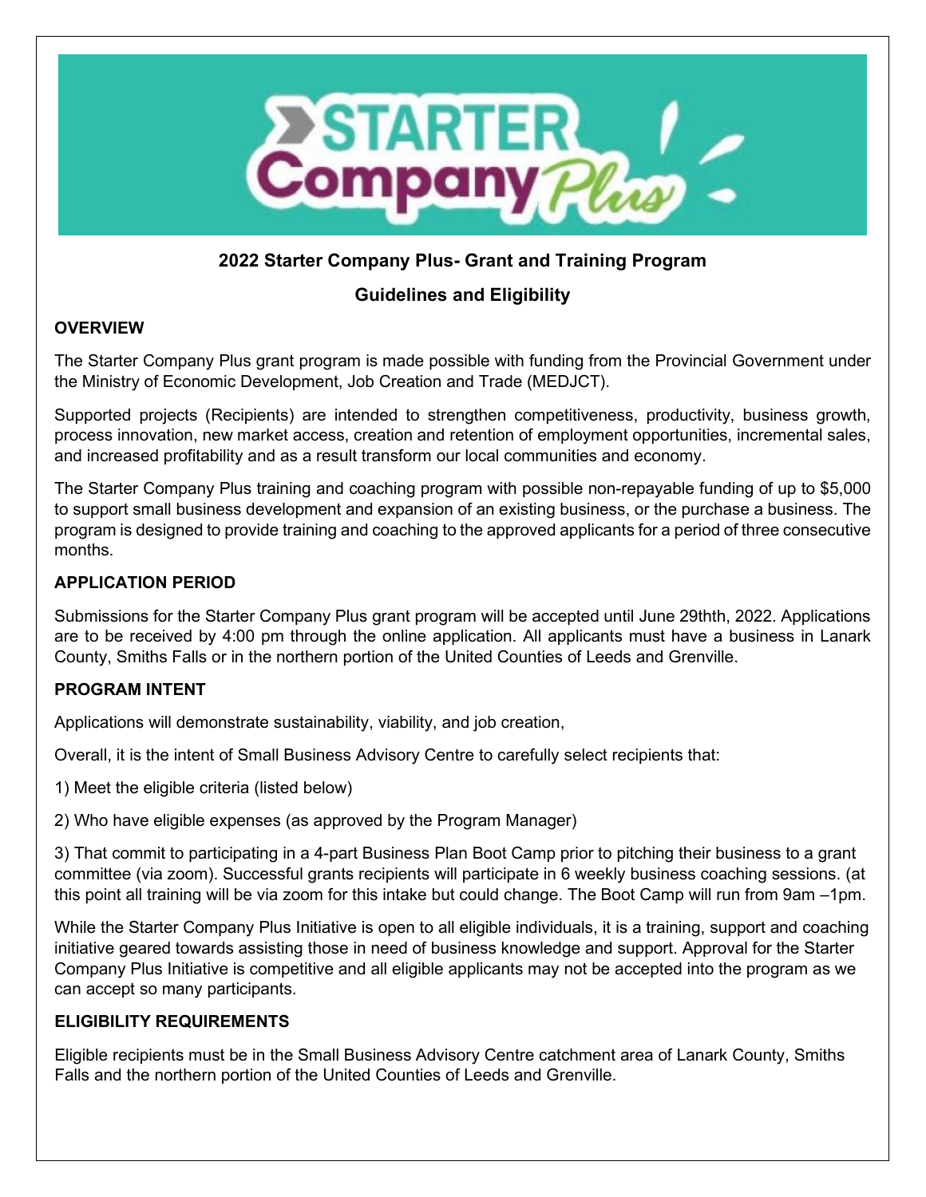## 2022 Starter Company Plus- Grant and Training Program

## Guidelines and Eligibility

### OVERVIEW

The Starter Company Plus grant program is made possible with funding from the Provincial Government under the Ministry of Economic Development, Job Creation and Trade (MEDJCT).

Supported projects (Recipients) are intended to strengthen competitiveness, productivity, business growth, process innovation, new market access, creation and retention of employment opportunities, incremental sales, and increased profitability and as a result transform our local communities and economy.

The Starter Company Plus training and coaching program with possible non-repayable funding of up to $5,000 to support small business development and expansion of an existing business, or the purchase a business. The program is designed to provide training and coaching to the approved applicants for a period of three consecutive months.

### APPLICATION PERIOD

Submissions for the Starter Company Plus grant program will be accepted until June 29thth, 2022. Applications are to be received by 4:00 pm through the online application. All applicants must have a business in Lanark County, Smiths Falls or in the northern portion of the United Counties of Leeds and Grenville.

### PROGRAM INTENT

Applications will demonstrate sustainability, viability, and job creation,

Overall, it is the intent of Small Business Advisory Centre to carefully select recipients that:

1) Meet the eligible criteria (listed below)

2) Who have eligible expenses (as approved by the Program Manager)

3) That commit to participating in a 4-part Business Plan Boot Camp prior to pitching their business to a grant committee (via zoom). Successful grants recipients will participate in 6 weekly business coaching sessions. (at this point all training will be via zoom for this intake but could change. The Boot Camp will run from 9am –1pm.

While the Starter Company Plus Initiative is open to all eligible individuals, it is a training, support and coaching initiative geared towards assisting those in need of business knowledge and support. Approval for the Starter Company Plus Initiative is competitive and all eligible applicants may not be accepted into the program as we can accept so many participants.

### ELIGIBILITY REQUIREMENTS

Eligible recipients must be in the Small Business Advisory Centre catchment area of Lanark County, Smiths Falls and the northern portion of the United Counties of Leeds and Grenville.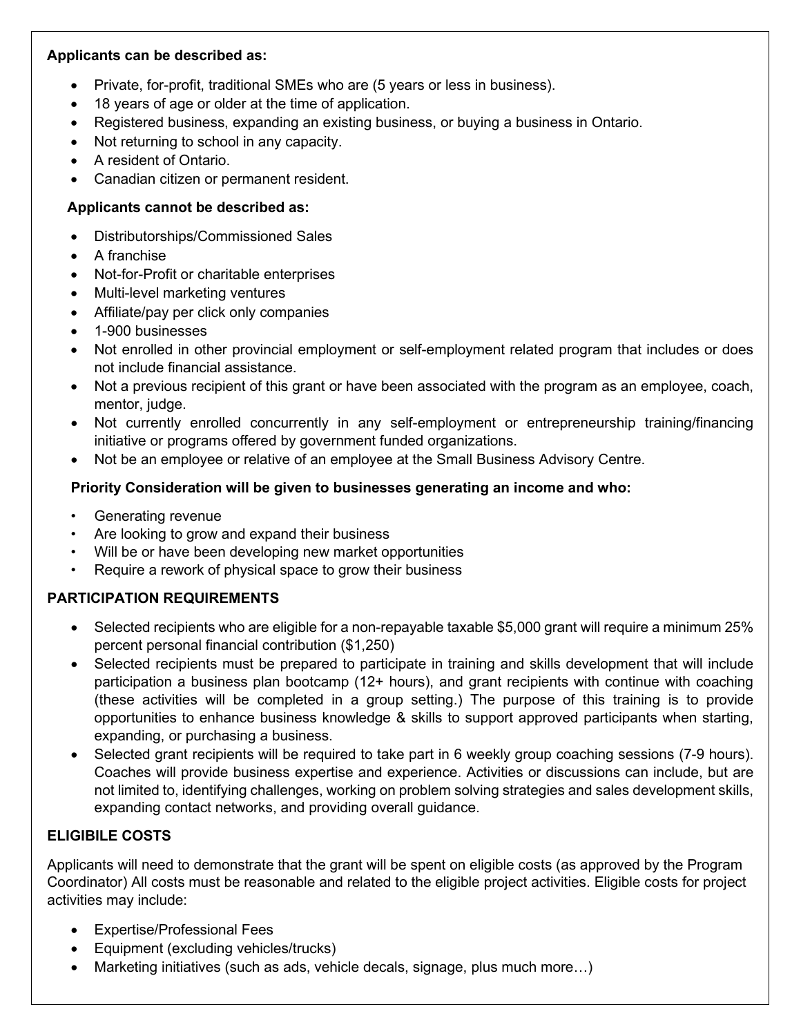**Applicants can be described as:**

- Private, for-profit, traditional SMEs who are (5 years or less in business).
- 18 years of age or older at the time of application.
- Registered business, expanding an existing business, or buying a business in Ontario.
- Not returning to school in any capacity.
- A resident of Ontario.
- Canadian citizen or permanent resident.

**Applicants cannot be described as:**

- Distributorships/Commissioned Sales
- A franchise
- Not-for-Profit or charitable enterprises
- Multi-level marketing ventures
- Affiliate/pay per click only companies
- 1-900 businesses
- Not enrolled in other provincial employment or self-employment related program that includes or does not include financial assistance.
- Not a previous recipient of this grant or have been associated with the program as an employee, coach, mentor, judge.
- Not currently enrolled concurrently in any self-employment or entrepreneurship training/financing initiative or programs offered by government funded organizations.
- Not be an employee or relative of an employee at the Small Business Advisory Centre.

**Priority Consideration will be given to businesses generating an income and who:**

- Generating revenue
- Are looking to grow and expand their business
- Will be or have been developing new market opportunities
- Require a rework of physical space to grow their business

**PARTICIPATION REQUIREMENTS**

- Selected recipients who are eligible for a non-repayable taxable $5,000 grant will require a minimum 25% percent personal financial contribution ($1,250)
- Selected recipients must be prepared to participate in training and skills development that will include participation a business plan bootcamp (12+ hours), and grant recipients with continue with coaching (these activities will be completed in a group setting.) The purpose of this training is to provide opportunities to enhance business knowledge & skills to support approved participants when starting, expanding, or purchasing a business.
- Selected grant recipients will be required to take part in 6 weekly group coaching sessions (7-9 hours). Coaches will provide business expertise and experience. Activities or discussions can include, but are not limited to, identifying challenges, working on problem solving strategies and sales development skills, expanding contact networks, and providing overall guidance.

**ELIGIBILE COSTS**

Applicants will need to demonstrate that the grant will be spent on eligible costs (as approved by the Program Coordinator) All costs must be reasonable and related to the eligible project activities. Eligible costs for project activities may include:

- Expertise/Professional Fees
- Equipment (excluding vehicles/trucks)
- Marketing initiatives (such as ads, vehicle decals, signage, plus much more…)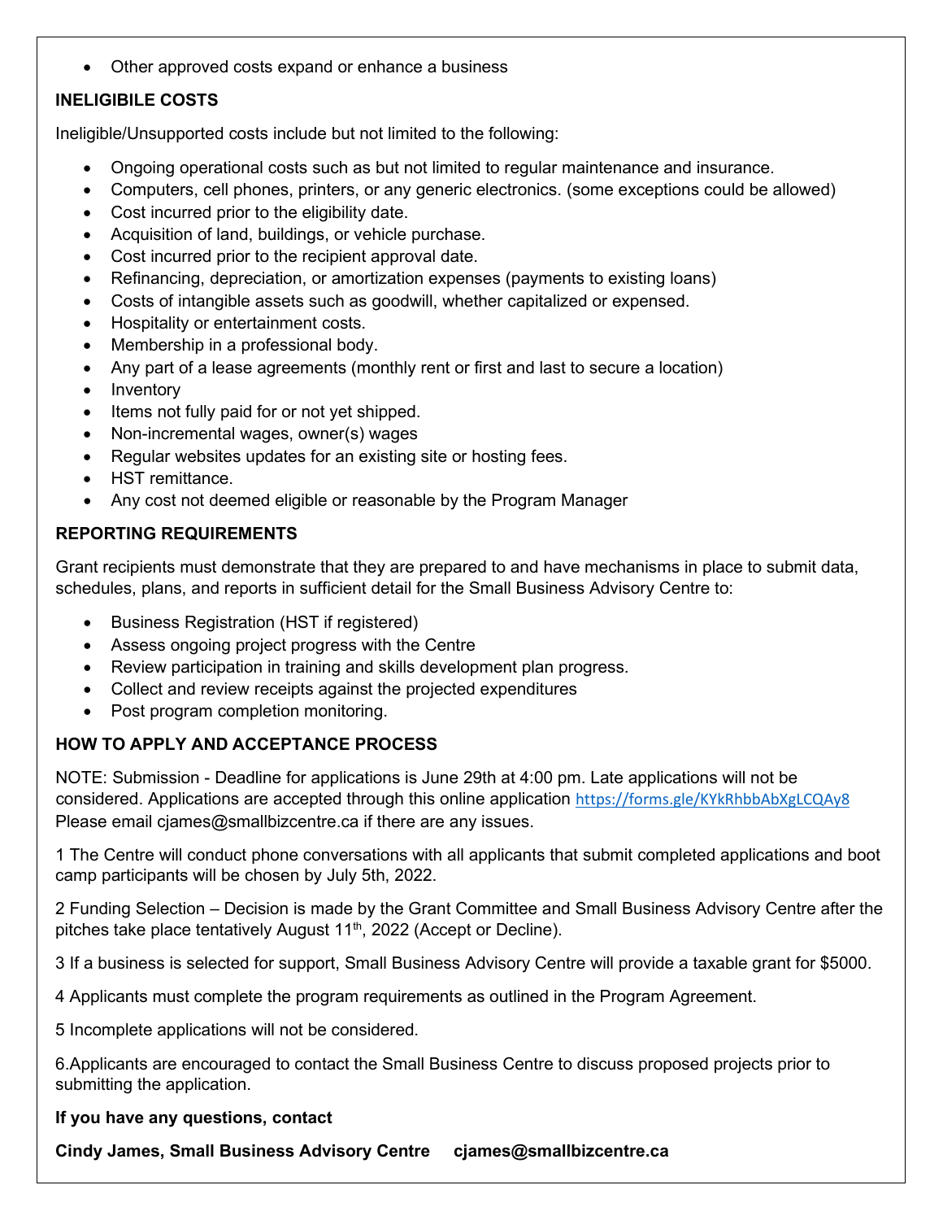- Other approved costs expand or enhance a business

**INELIGIBILE COSTS**

Ineligible/Unsupported costs include but not limited to the following:

- Ongoing operational costs such as but not limited to regular maintenance and insurance.
- Computers, cell phones, printers, or any generic electronics. (some exceptions could be allowed)
- Cost incurred prior to the eligibility date.
- Acquisition of land, buildings, or vehicle purchase.
- Cost incurred prior to the recipient approval date.
- Refinancing, depreciation, or amortization expenses (payments to existing loans)
- Costs of intangible assets such as goodwill, whether capitalized or expensed.
- Hospitality or entertainment costs.
- Membership in a professional body.
- Any part of a lease agreements (monthly rent or first and last to secure a location)
- Inventory
- Items not fully paid for or not yet shipped.
- Non-incremental wages, owner(s) wages
- Regular websites updates for an existing site or hosting fees.
- HST remittance.
- Any cost not deemed eligible or reasonable by the Program Manager

**REPORTING REQUIREMENTS**

Grant recipients must demonstrate that they are prepared to and have mechanisms in place to submit data, schedules, plans, and reports in sufficient detail for the Small Business Advisory Centre to:

- Business Registration (HST if registered)
- Assess ongoing project progress with the Centre
- Review participation in training and skills development plan progress.
- Collect and review receipts against the projected expenditures
- Post program completion monitoring.

**HOW TO APPLY AND ACCEPTANCE PROCESS**

NOTE: Submission - Deadline for applications is June 29th at 4:00 pm. Late applications will not be considered. Applications are accepted through this online application https://forms.gle/KYkRhbbAbXgLCQAy8 Please email cjames@smallbizcentre.ca if there are any issues.

1 The Centre will conduct phone conversations with all applicants that submit completed applications and boot camp participants will be chosen by July 5th, 2022.

2 Funding Selection – Decision is made by the Grant Committee and Small Business Advisory Centre after the pitches take place tentatively August 11th, 2022 (Accept or Decline).

3 If a business is selected for support, Small Business Advisory Centre will provide a taxable grant for $5000.

4 Applicants must complete the program requirements as outlined in the Program Agreement.

5 Incomplete applications will not be considered.

6.Applicants are encouraged to contact the Small Business Centre to discuss proposed projects prior to submitting the application.

**If you have any questions, contact**

**Cindy James, Small Business Advisory Centre cjames@smallbizcentre.ca**